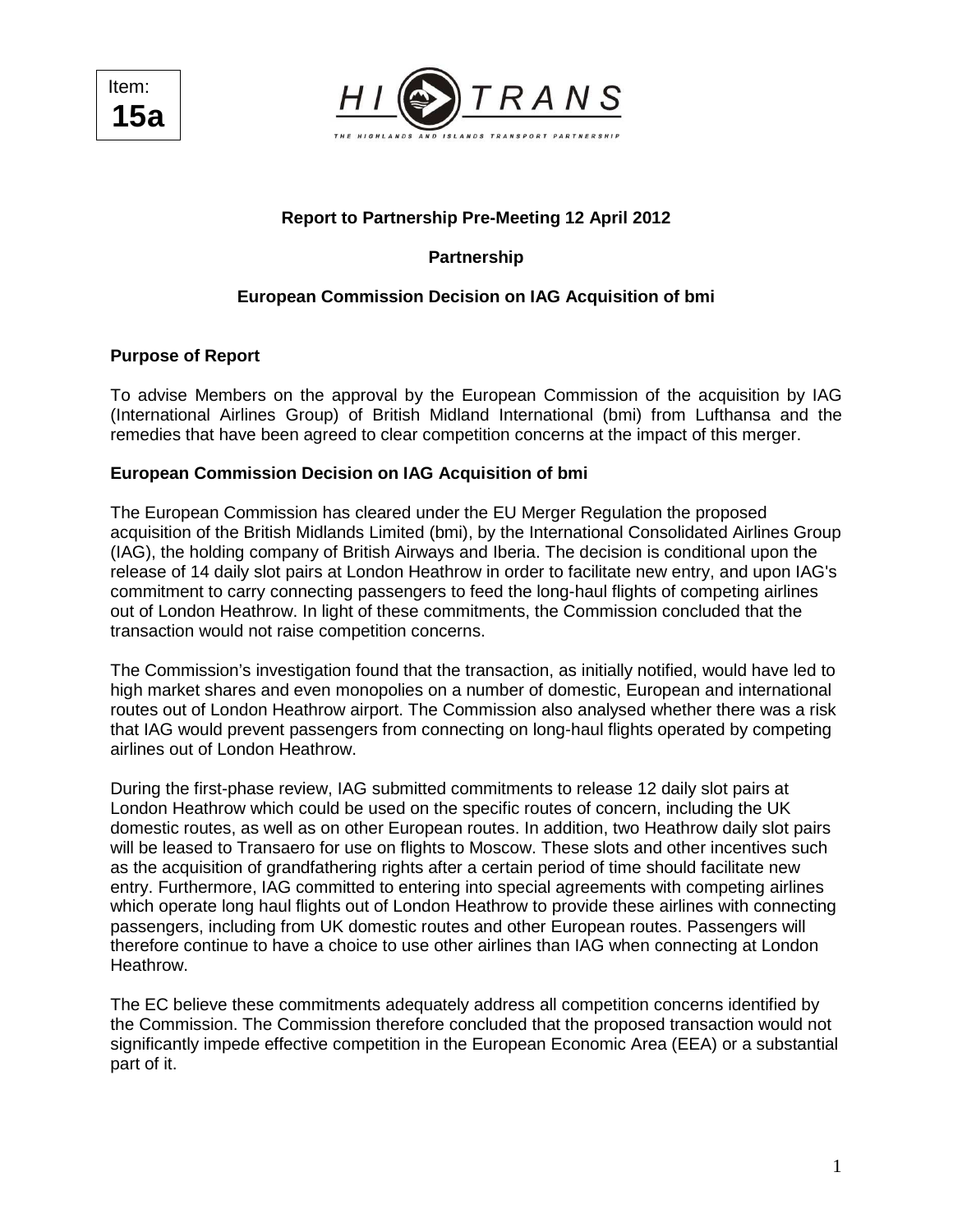Item:
**15a**

HITRANS
THE HIGHLANDS AND ISLANDS TRANSPORT PARTNERSHIP

**Report to Partnership Pre-Meeting 12 April 2012**

**Partnership**

**European Commission Decision on IAG Acquisition of bmi**

## Purpose of Report

To advise Members on the approval by the European Commission of the acquisition by IAG (International Airlines Group) of British Midland International (bmi) from Lufthansa and the remedies that have been agreed to clear competition concerns at the impact of this merger.

## European Commission Decision on IAG Acquisition of bmi

The European Commission has cleared under the EU Merger Regulation the proposed acquisition of the British Midlands Limited (bmi), by the International Consolidated Airlines Group (IAG), the holding company of British Airways and Iberia. The decision is conditional upon the release of 14 daily slot pairs at London Heathrow in order to facilitate new entry, and upon IAG's commitment to carry connecting passengers to feed the long-haul flights of competing airlines out of London Heathrow. In light of these commitments, the Commission concluded that the transaction would not raise competition concerns.

The Commission's investigation found that the transaction, as initially notified, would have led to high market shares and even monopolies on a number of domestic, European and international routes out of London Heathrow airport. The Commission also analysed whether there was a risk that IAG would prevent passengers from connecting on long-haul flights operated by competing airlines out of London Heathrow.

During the first-phase review, IAG submitted commitments to release 12 daily slot pairs at London Heathrow which could be used on the specific routes of concern, including the UK domestic routes, as well as on other European routes. In addition, two Heathrow daily slot pairs will be leased to Transaero for use on flights to Moscow. These slots and other incentives such as the acquisition of grandfathering rights after a certain period of time should facilitate new entry. Furthermore, IAG committed to entering into special agreements with competing airlines which operate long haul flights out of London Heathrow to provide these airlines with connecting passengers, including from UK domestic routes and other European routes. Passengers will therefore continue to have a choice to use other airlines than IAG when connecting at London Heathrow.

The EC believe these commitments adequately address all competition concerns identified by the Commission. The Commission therefore concluded that the proposed transaction would not significantly impede effective competition in the European Economic Area (EEA) or a substantial part of it.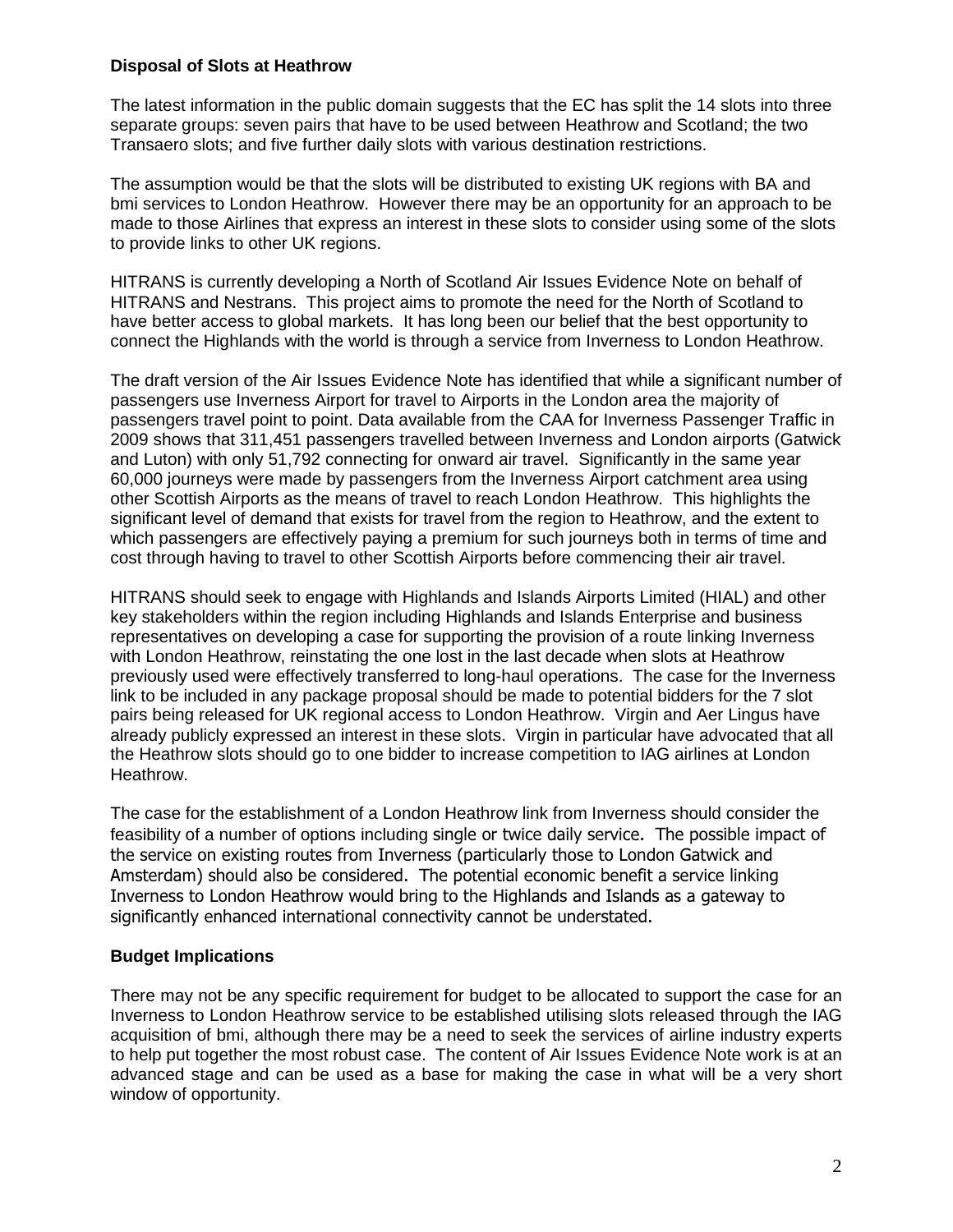**Disposal of Slots at Heathrow**

The latest information in the public domain suggests that the EC has split the 14 slots into three separate groups: seven pairs that have to be used between Heathrow and Scotland; the two Transaero slots; and five further daily slots with various destination restrictions.

The assumption would be that the slots will be distributed to existing UK regions with BA and bmi services to London Heathrow. However there may be an opportunity for an approach to be made to those Airlines that express an interest in these slots to consider using some of the slots to provide links to other UK regions.

HITRANS is currently developing a North of Scotland Air Issues Evidence Note on behalf of HITRANS and Nestrans. This project aims to promote the need for the North of Scotland to have better access to global markets. It has long been our belief that the best opportunity to connect the Highlands with the world is through a service from Inverness to London Heathrow.

The draft version of the Air Issues Evidence Note has identified that while a significant number of passengers use Inverness Airport for travel to Airports in the London area the majority of passengers travel point to point. Data available from the CAA for Inverness Passenger Traffic in 2009 shows that 311,451 passengers travelled between Inverness and London airports (Gatwick and Luton) with only 51,792 connecting for onward air travel. Significantly in the same year 60,000 journeys were made by passengers from the Inverness Airport catchment area using other Scottish Airports as the means of travel to reach London Heathrow. This highlights the significant level of demand that exists for travel from the region to Heathrow, and the extent to which passengers are effectively paying a premium for such journeys both in terms of time and cost through having to travel to other Scottish Airports before commencing their air travel.

HITRANS should seek to engage with Highlands and Islands Airports Limited (HIAL) and other key stakeholders within the region including Highlands and Islands Enterprise and business representatives on developing a case for supporting the provision of a route linking Inverness with London Heathrow, reinstating the one lost in the last decade when slots at Heathrow previously used were effectively transferred to long-haul operations. The case for the Inverness link to be included in any package proposal should be made to potential bidders for the 7 slot pairs being released for UK regional access to London Heathrow. Virgin and Aer Lingus have already publicly expressed an interest in these slots. Virgin in particular have advocated that all the Heathrow slots should go to one bidder to increase competition to IAG airlines at London Heathrow.

The case for the establishment of a London Heathrow link from Inverness should consider the feasibility of a number of options including single or twice daily service. The possible impact of the service on existing routes from Inverness (particularly those to London Gatwick and Amsterdam) should also be considered. The potential economic benefit a service linking Inverness to London Heathrow would bring to the Highlands and Islands as a gateway to significantly enhanced international connectivity cannot be understated.

**Budget Implications**

There may not be any specific requirement for budget to be allocated to support the case for an Inverness to London Heathrow service to be established utilising slots released through the IAG acquisition of bmi, although there may be a need to seek the services of airline industry experts to help put together the most robust case. The content of Air Issues Evidence Note work is at an advanced stage and can be used as a base for making the case in what will be a very short window of opportunity.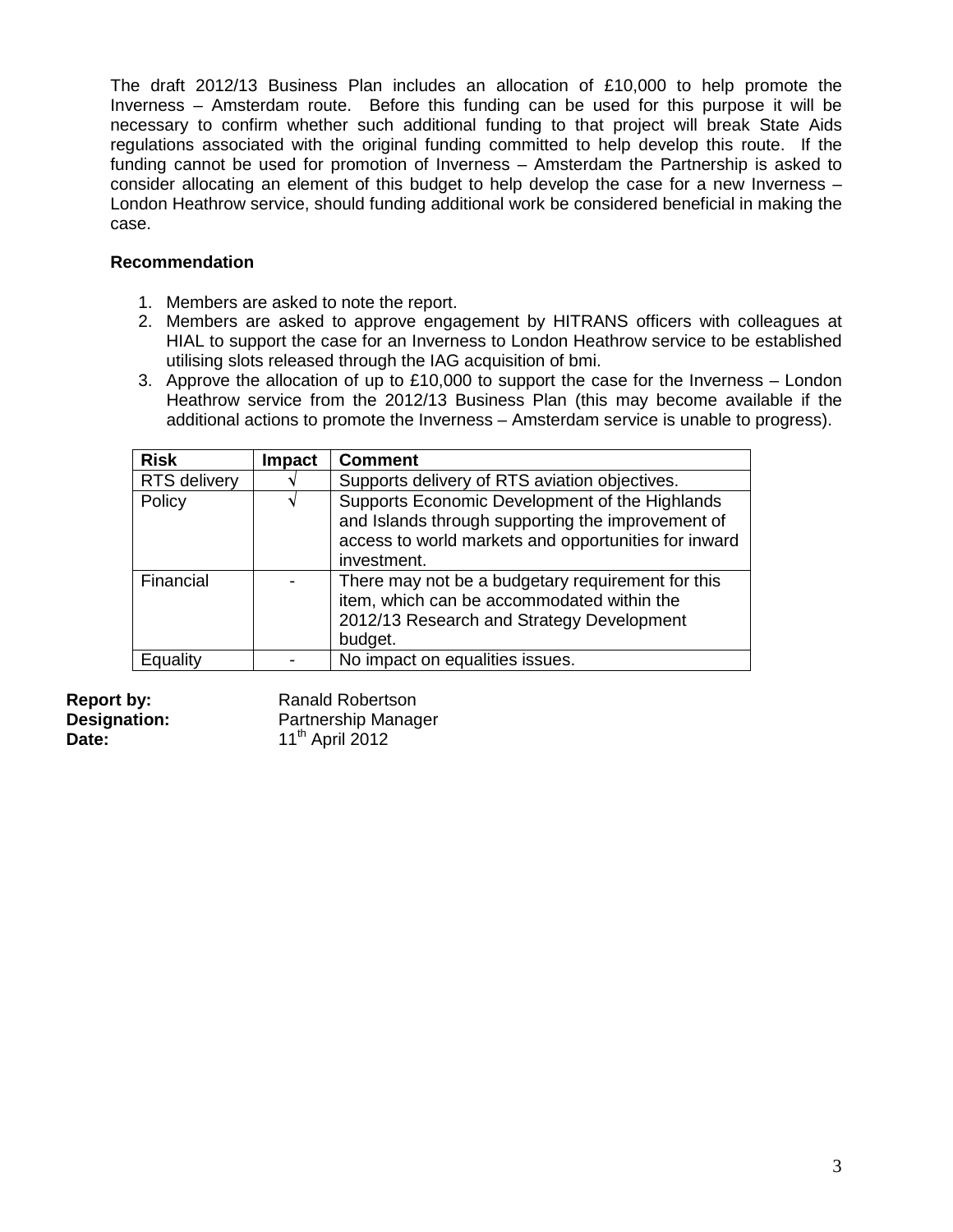The draft 2012/13 Business Plan includes an allocation of £10,000 to help promote the Inverness – Amsterdam route. Before this funding can be used for this purpose it will be necessary to confirm whether such additional funding to that project will break State Aids regulations associated with the original funding committed to help develop this route. If the funding cannot be used for promotion of Inverness – Amsterdam the Partnership is asked to consider allocating an element of this budget to help develop the case for a new Inverness – London Heathrow service, should funding additional work be considered beneficial in making the case.

**Recommendation**

1. Members are asked to note the report.
2. Members are asked to approve engagement by HITRANS officers with colleagues at HIAL to support the case for an Inverness to London Heathrow service to be established utilising slots released through the IAG acquisition of bmi.
3. Approve the allocation of up to £10,000 to support the case for the Inverness – London Heathrow service from the 2012/13 Business Plan (this may become available if the additional actions to promote the Inverness – Amsterdam service is unable to progress).

| Risk | Impact | Comment |
|---|---|---|
| RTS delivery | √ | Supports delivery of RTS aviation objectives. |
| Policy | √ | Supports Economic Development of the Highlands and Islands through supporting the improvement of access to world markets and opportunities for inward investment. |
| Financial | - | There may not be a budgetary requirement for this item, which can be accommodated within the 2012/13 Research and Strategy Development budget. |
| Equality | - | No impact on equalities issues. |

**Report by:** Ranald Robertson
**Designation:** Partnership Manager
**Date:** 11th April 2012